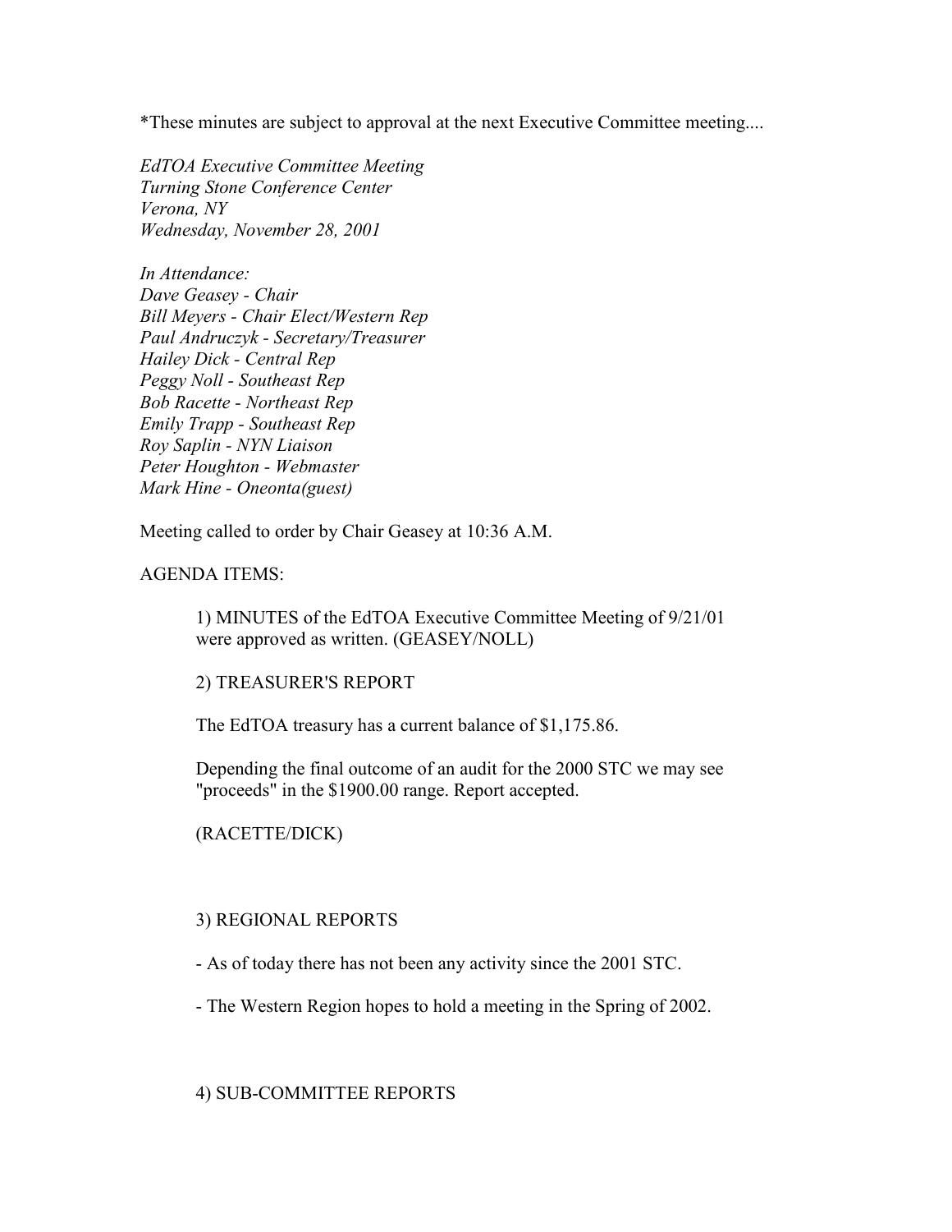*These minutes are subject to approval at the next Executive Committee meeting....

*EdTOA Executive Committee Meeting*
*Turning Stone Conference Center*
*Verona, NY*
*Wednesday, November 28, 2001*

*In Attendance:*
*Dave Geasey - Chair*
*Bill Meyers - Chair Elect/Western Rep*
*Paul Andruczyk - Secretary/Treasurer*
*Hailey Dick - Central Rep*
*Peggy Noll - Southeast Rep*
*Bob Racette - Northeast Rep*
*Emily Trapp - Southeast Rep*
*Roy Saplin - NYN Liaison*
*Peter Houghton - Webmaster*
*Mark Hine - Oneonta(guest)*

Meeting called to order by Chair Geasey at 10:36 A.M.

AGENDA ITEMS:

1) MINUTES of the EdTOA Executive Committee Meeting of 9/21/01 were approved as written. (GEASEY/NOLL)

2) TREASURER'S REPORT

The EdTOA treasury has a current balance of $1,175.86.

Depending the final outcome of an audit for the 2000 STC we may see "proceeds" in the $1900.00 range. Report accepted.

(RACETTE/DICK)

3) REGIONAL REPORTS

- As of today there has not been any activity since the 2001 STC.

- The Western Region hopes to hold a meeting in the Spring of 2002.

4) SUB-COMMITTEE REPORTS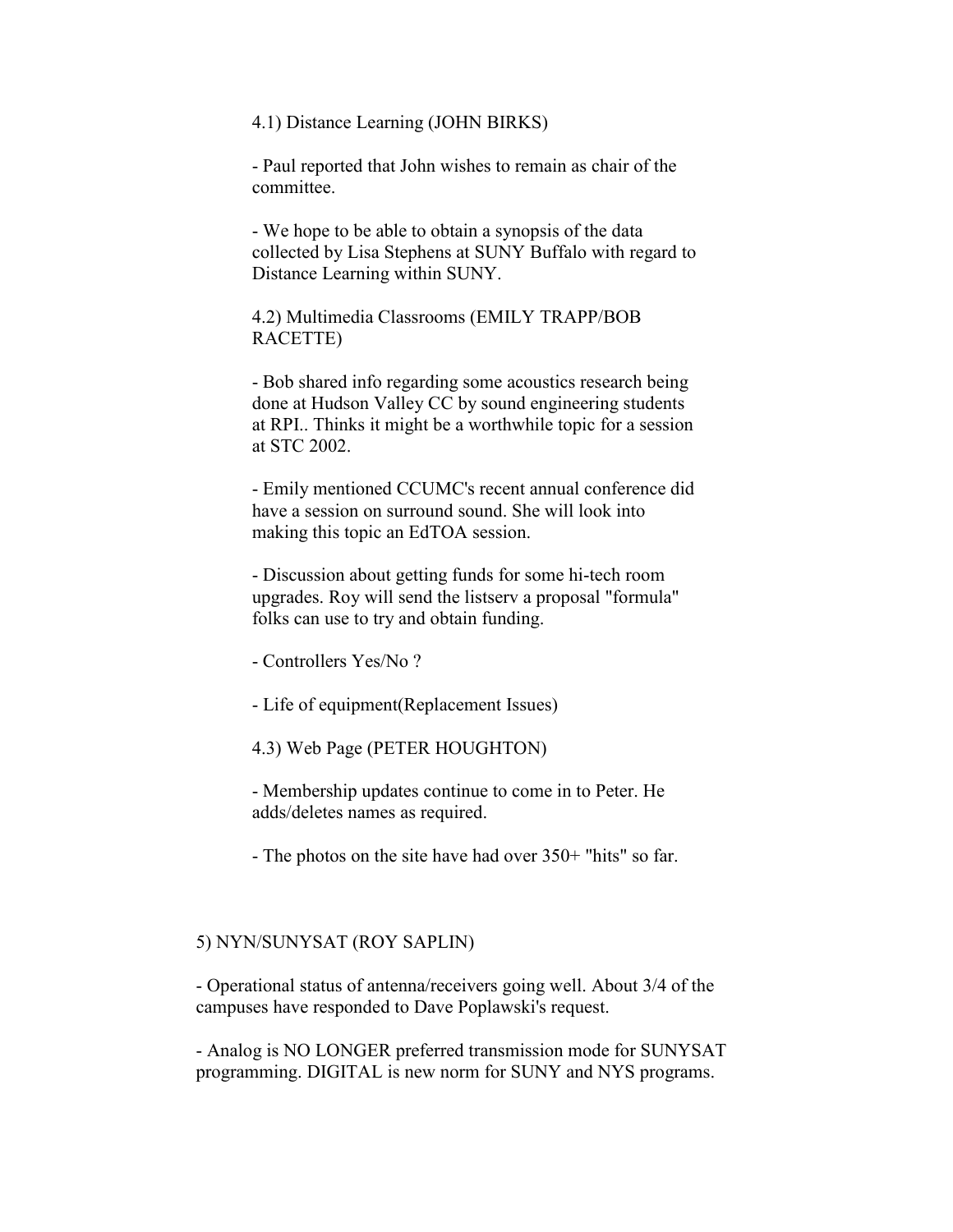4.1) Distance Learning (JOHN BIRKS)

- Paul reported that John wishes to remain as chair of the committee.

- We hope to be able to obtain a synopsis of the data collected by Lisa Stephens at SUNY Buffalo with regard to Distance Learning within SUNY.

4.2) Multimedia Classrooms (EMILY TRAPP/BOB RACETTE)

- Bob shared info regarding some acoustics research being done at Hudson Valley CC by sound engineering students at RPI.. Thinks it might be a worthwhile topic for a session at STC 2002.

- Emily mentioned CCUMC's recent annual conference did have a session on surround sound. She will look into making this topic an EdTOA session.

- Discussion about getting funds for some hi-tech room upgrades. Roy will send the listserv a proposal "formula" folks can use to try and obtain funding.

- Controllers Yes/No ?

- Life of equipment(Replacement Issues)

4.3) Web Page (PETER HOUGHTON)

- Membership updates continue to come in to Peter. He adds/deletes names as required.

- The photos on the site have had over 350+ "hits" so far.

5) NYN/SUNYSAT (ROY SAPLIN)

- Operational status of antenna/receivers going well. About 3/4 of the campuses have responded to Dave Poplawski's request.

- Analog is NO LONGER preferred transmission mode for SUNYSAT programming. DIGITAL is new norm for SUNY and NYS programs.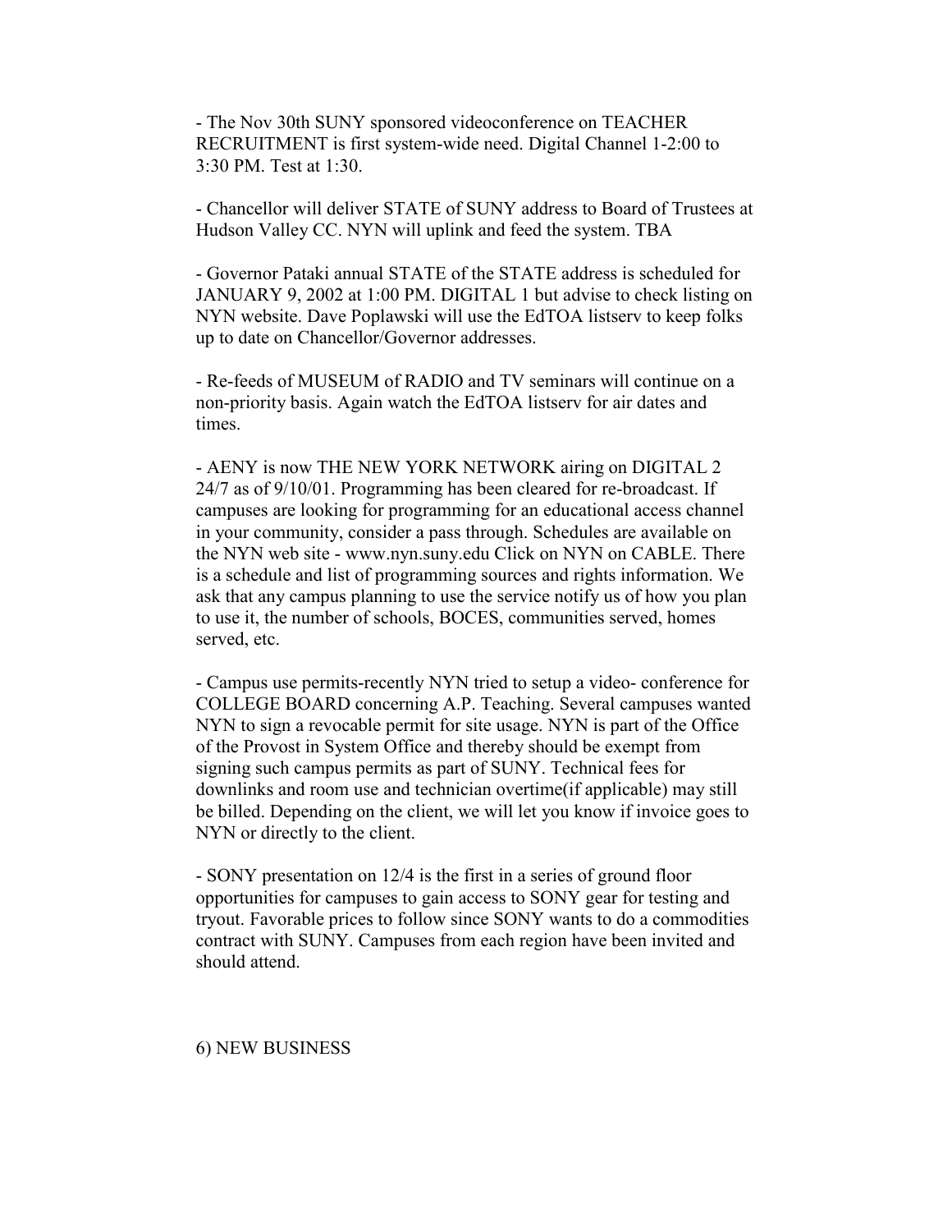- The Nov 30th SUNY sponsored videoconference on TEACHER RECRUITMENT is first system-wide need. Digital Channel 1-2:00 to 3:30 PM. Test at 1:30.

- Chancellor will deliver STATE of SUNY address to Board of Trustees at Hudson Valley CC. NYN will uplink and feed the system. TBA

- Governor Pataki annual STATE of the STATE address is scheduled for JANUARY 9, 2002 at 1:00 PM. DIGITAL 1 but advise to check listing on NYN website. Dave Poplawski will use the EdTOA listserv to keep folks up to date on Chancellor/Governor addresses.

- Re-feeds of MUSEUM of RADIO and TV seminars will continue on a non-priority basis. Again watch the EdTOA listserv for air dates and times.

- AENY is now THE NEW YORK NETWORK airing on DIGITAL 2 24/7 as of 9/10/01. Programming has been cleared for re-broadcast. If campuses are looking for programming for an educational access channel in your community, consider a pass through. Schedules are available on the NYN web site - www.nyn.suny.edu Click on NYN on CABLE. There is a schedule and list of programming sources and rights information. We ask that any campus planning to use the service notify us of how you plan to use it, the number of schools, BOCES, communities served, homes served, etc.

- Campus use permits-recently NYN tried to setup a video- conference for COLLEGE BOARD concerning A.P. Teaching. Several campuses wanted NYN to sign a revocable permit for site usage. NYN is part of the Office of the Provost in System Office and thereby should be exempt from signing such campus permits as part of SUNY. Technical fees for downlinks and room use and technician overtime(if applicable) may still be billed. Depending on the client, we will let you know if invoice goes to NYN or directly to the client.

- SONY presentation on 12/4 is the first in a series of ground floor opportunities for campuses to gain access to SONY gear for testing and tryout. Favorable prices to follow since SONY wants to do a commodities contract with SUNY. Campuses from each region have been invited and should attend.

6) NEW BUSINESS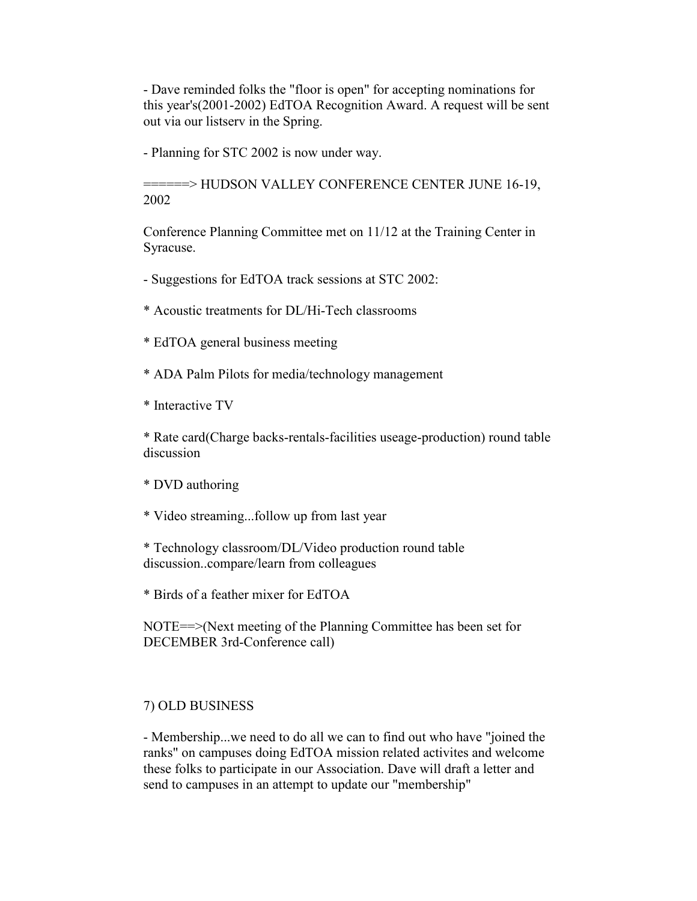- Dave reminded folks the "floor is open" for accepting nominations for this year's(2001-2002) EdTOA Recognition Award. A request will be sent out via our listserv in the Spring.

- Planning for STC 2002 is now under way.

======> HUDSON VALLEY CONFERENCE CENTER JUNE 16-19, 2002

Conference Planning Committee met on 11/12 at the Training Center in Syracuse.

- Suggestions for EdTOA track sessions at STC 2002:

* Acoustic treatments for DL/Hi-Tech classrooms

* EdTOA general business meeting

* ADA Palm Pilots for media/technology management

* Interactive TV

* Rate card(Charge backs-rentals-facilities useage-production) round table discussion

* DVD authoring

* Video streaming...follow up from last year

* Technology classroom/DL/Video production round table discussion..compare/learn from colleagues

* Birds of a feather mixer for EdTOA

NOTE==>(Next meeting of the Planning Committee has been set for DECEMBER 3rd-Conference call)

7) OLD BUSINESS

- Membership...we need to do all we can to find out who have "joined the ranks" on campuses doing EdTOA mission related activites and welcome these folks to participate in our Association. Dave will draft a letter and send to campuses in an attempt to update our "membership"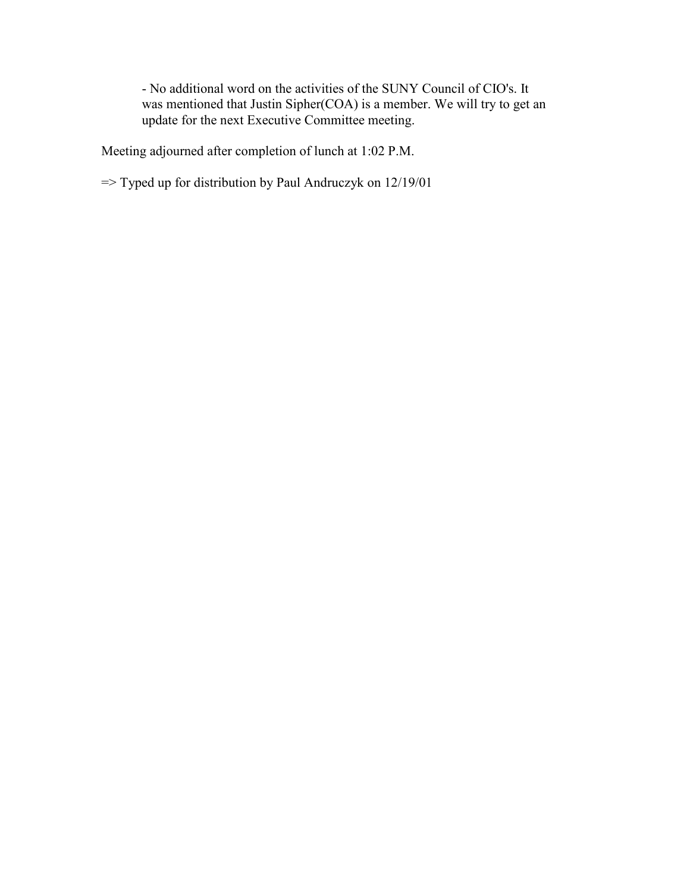- No additional word on the activities of the SUNY Council of CIO's. It was mentioned that Justin Sipher(COA) is a member. We will try to get an update for the next Executive Committee meeting.

Meeting adjourned after completion of lunch at 1:02 P.M.

=> Typed up for distribution by Paul Andruczyk on 12/19/01